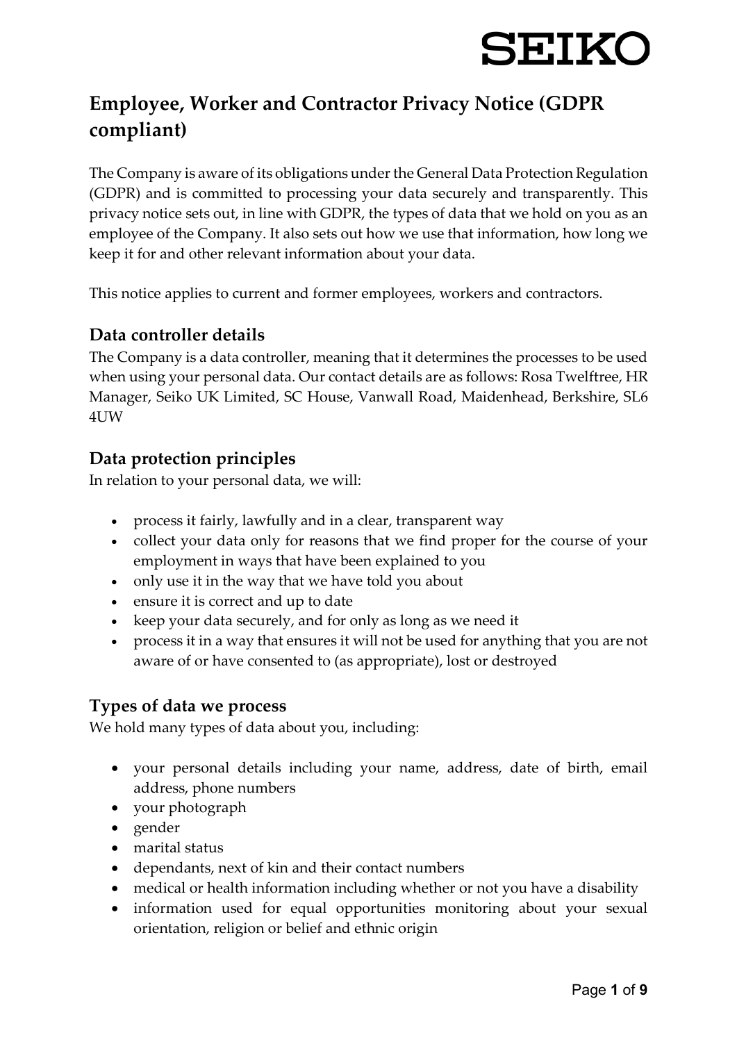# Employee, Worker and Contractor Privacy Notice (GDPR compliant)

The Company is aware of its obligations under the General Data Protection Regulation (GDPR) and is committed to processing your data securely and transparently. This privacy notice sets out, in line with GDPR, the types of data that we hold on you as an employee of the Company. It also sets out how we use that information, how long we keep it for and other relevant information about your data.

This notice applies to current and former employees, workers and contractors.

## Data controller details

The Company is a data controller, meaning that it determines the processes to be used when using your personal data. Our contact details are as follows: Rosa Twelftree, HR Manager, Seiko UK Limited, SC House, Vanwall Road, Maidenhead, Berkshire, SL6 4UW

## Data protection principles

In relation to your personal data, we will:

- process it fairly, lawfully and in a clear, transparent way
- collect your data only for reasons that we find proper for the course of your employment in ways that have been explained to you
- only use it in the way that we have told you about
- ensure it is correct and up to date
- keep your data securely, and for only as long as we need it
- process it in a way that ensures it will not be used for anything that you are not aware of or have consented to (as appropriate), lost or destroyed

## Types of data we process

We hold many types of data about you, including:

- your personal details including your name, address, date of birth, email address, phone numbers
- your photograph
- gender
- marital status
- dependants, next of kin and their contact numbers
- medical or health information including whether or not you have a disability
- information used for equal opportunities monitoring about your sexual orientation, religion or belief and ethnic origin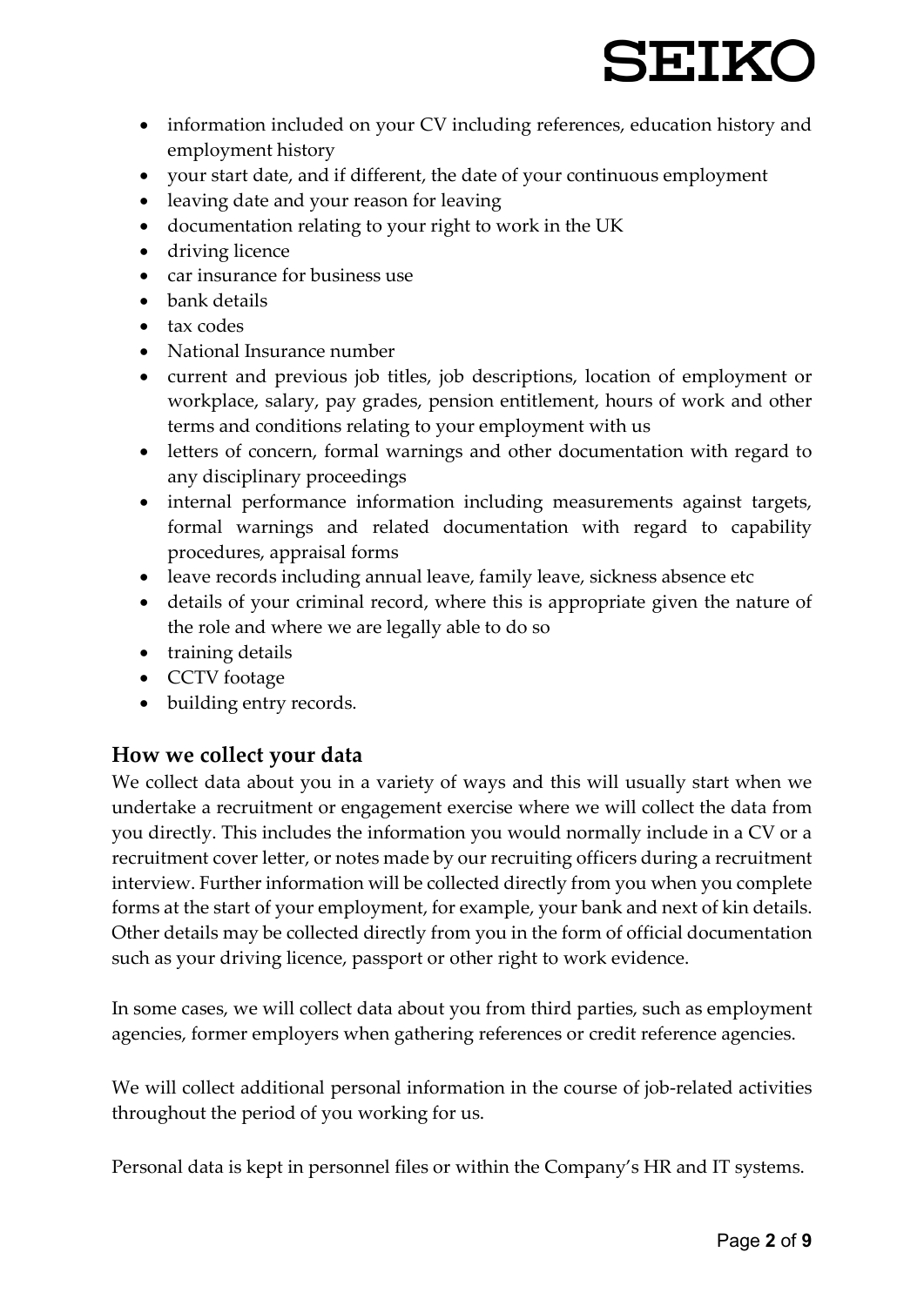- information included on your CV including references, education history and employment history
- your start date, and if different, the date of your continuous employment
- leaving date and your reason for leaving
- documentation relating to your right to work in the UK
- driving licence
- car insurance for business use
- bank details
- tax codes
- National Insurance number
- current and previous job titles, job descriptions, location of employment or workplace, salary, pay grades, pension entitlement, hours of work and other terms and conditions relating to your employment with us
- letters of concern, formal warnings and other documentation with regard to any disciplinary proceedings
- internal performance information including measurements against targets, formal warnings and related documentation with regard to capability procedures, appraisal forms
- leave records including annual leave, family leave, sickness absence etc
- details of your criminal record, where this is appropriate given the nature of the role and where we are legally able to do so
- training details
- CCTV footage
- building entry records.

## How we collect your data

We collect data about you in a variety of ways and this will usually start when we undertake a recruitment or engagement exercise where we will collect the data from you directly. This includes the information you would normally include in a CV or a recruitment cover letter, or notes made by our recruiting officers during a recruitment interview. Further information will be collected directly from you when you complete forms at the start of your employment, for example, your bank and next of kin details. Other details may be collected directly from you in the form of official documentation such as your driving licence, passport or other right to work evidence.

In some cases, we will collect data about you from third parties, such as employment agencies, former employers when gathering references or credit reference agencies.

We will collect additional personal information in the course of job-related activities throughout the period of you working for us.

Personal data is kept in personnel files or within the Company's HR and IT systems.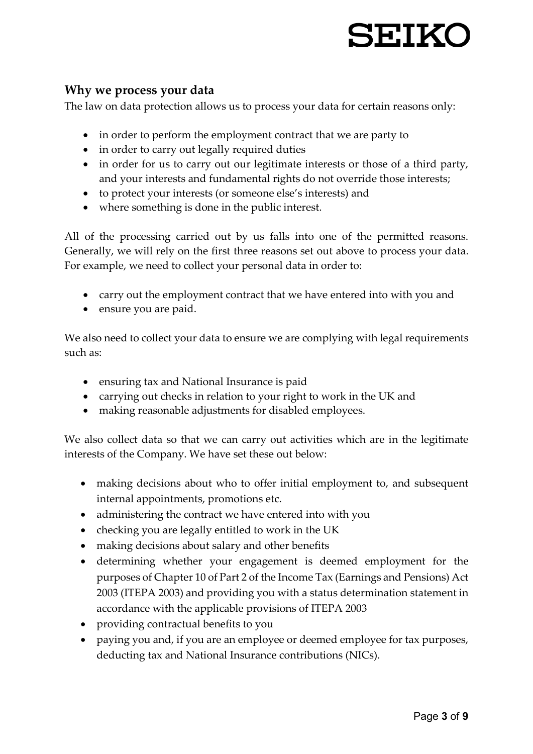## Why we process your data

The law on data protection allows us to process your data for certain reasons only:

- in order to perform the employment contract that we are party to
- in order to carry out legally required duties
- in order for us to carry out our legitimate interests or those of a third party, and your interests and fundamental rights do not override those interests;
- to protect your interests (or someone else's interests) and
- where something is done in the public interest.

All of the processing carried out by us falls into one of the permitted reasons. Generally, we will rely on the first three reasons set out above to process your data. For example, we need to collect your personal data in order to:

- carry out the employment contract that we have entered into with you and
- ensure you are paid.

We also need to collect your data to ensure we are complying with legal requirements such as:

- ensuring tax and National Insurance is paid
- carrying out checks in relation to your right to work in the UK and
- making reasonable adjustments for disabled employees.

We also collect data so that we can carry out activities which are in the legitimate interests of the Company. We have set these out below:

- making decisions about who to offer initial employment to, and subsequent internal appointments, promotions etc.
- administering the contract we have entered into with you
- checking you are legally entitled to work in the UK
- making decisions about salary and other benefits
- determining whether your engagement is deemed employment for the purposes of Chapter 10 of Part 2 of the Income Tax (Earnings and Pensions) Act 2003 (ITEPA 2003) and providing you with a status determination statement in accordance with the applicable provisions of ITEPA 2003
- providing contractual benefits to you
- paying you and, if you are an employee or deemed employee for tax purposes, deducting tax and National Insurance contributions (NICs).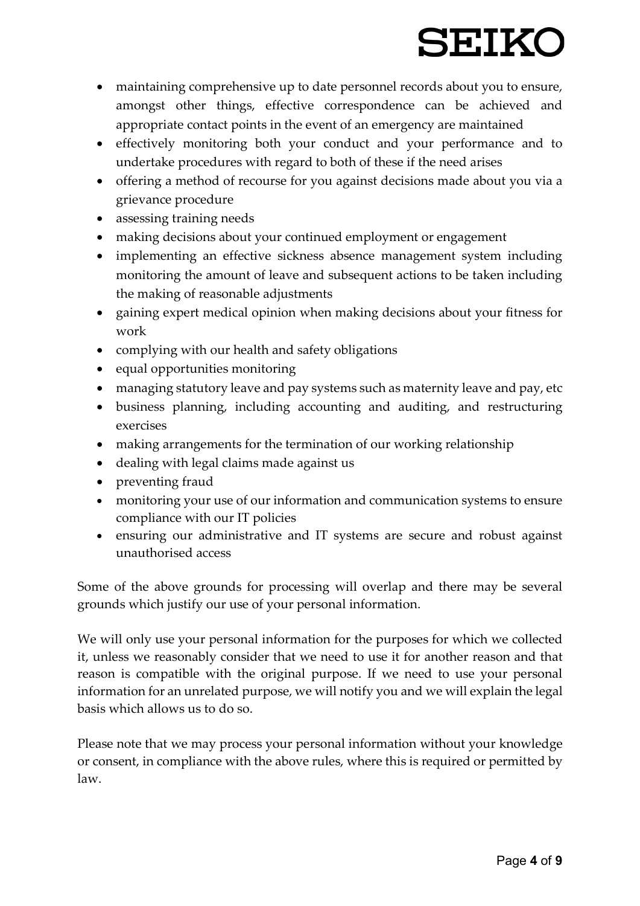- maintaining comprehensive up to date personnel records about you to ensure, amongst other things, effective correspondence can be achieved and appropriate contact points in the event of an emergency are maintained
- effectively monitoring both your conduct and your performance and to undertake procedures with regard to both of these if the need arises
- offering a method of recourse for you against decisions made about you via a grievance procedure
- assessing training needs
- making decisions about your continued employment or engagement
- implementing an effective sickness absence management system including monitoring the amount of leave and subsequent actions to be taken including the making of reasonable adjustments
- gaining expert medical opinion when making decisions about your fitness for work
- complying with our health and safety obligations
- equal opportunities monitoring
- managing statutory leave and pay systems such as maternity leave and pay, etc
- business planning, including accounting and auditing, and restructuring exercises
- making arrangements for the termination of our working relationship
- dealing with legal claims made against us
- preventing fraud
- monitoring your use of our information and communication systems to ensure compliance with our IT policies
- ensuring our administrative and IT systems are secure and robust against unauthorised access

Some of the above grounds for processing will overlap and there may be several grounds which justify our use of your personal information.

We will only use your personal information for the purposes for which we collected it, unless we reasonably consider that we need to use it for another reason and that reason is compatible with the original purpose. If we need to use your personal information for an unrelated purpose, we will notify you and we will explain the legal basis which allows us to do so.

Please note that we may process your personal information without your knowledge or consent, in compliance with the above rules, where this is required or permitted by law.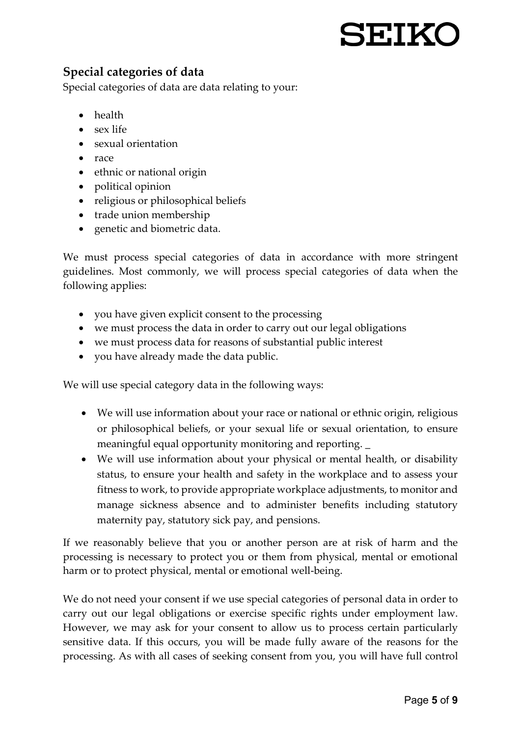## Special categories of data

Special categories of data are data relating to your:

- health
- sex life
- sexual orientation
- race
- ethnic or national origin
- political opinion
- religious or philosophical beliefs
- trade union membership
- genetic and biometric data.

We must process special categories of data in accordance with more stringent guidelines. Most commonly, we will process special categories of data when the following applies:

- you have given explicit consent to the processing
- we must process the data in order to carry out our legal obligations
- we must process data for reasons of substantial public interest
- you have already made the data public.

We will use special category data in the following ways:

- We will use information about your race or national or ethnic origin, religious or philosophical beliefs, or your sexual life or sexual orientation, to ensure meaningful equal opportunity monitoring and reporting. _
- We will use information about your physical or mental health, or disability status, to ensure your health and safety in the workplace and to assess your fitness to work, to provide appropriate workplace adjustments, to monitor and manage sickness absence and to administer benefits including statutory maternity pay, statutory sick pay, and pensions.

If we reasonably believe that you or another person are at risk of harm and the processing is necessary to protect you or them from physical, mental or emotional harm or to protect physical, mental or emotional well-being.

We do not need your consent if we use special categories of personal data in order to carry out our legal obligations or exercise specific rights under employment law. However, we may ask for your consent to allow us to process certain particularly sensitive data. If this occurs, you will be made fully aware of the reasons for the processing. As with all cases of seeking consent from you, you will have full control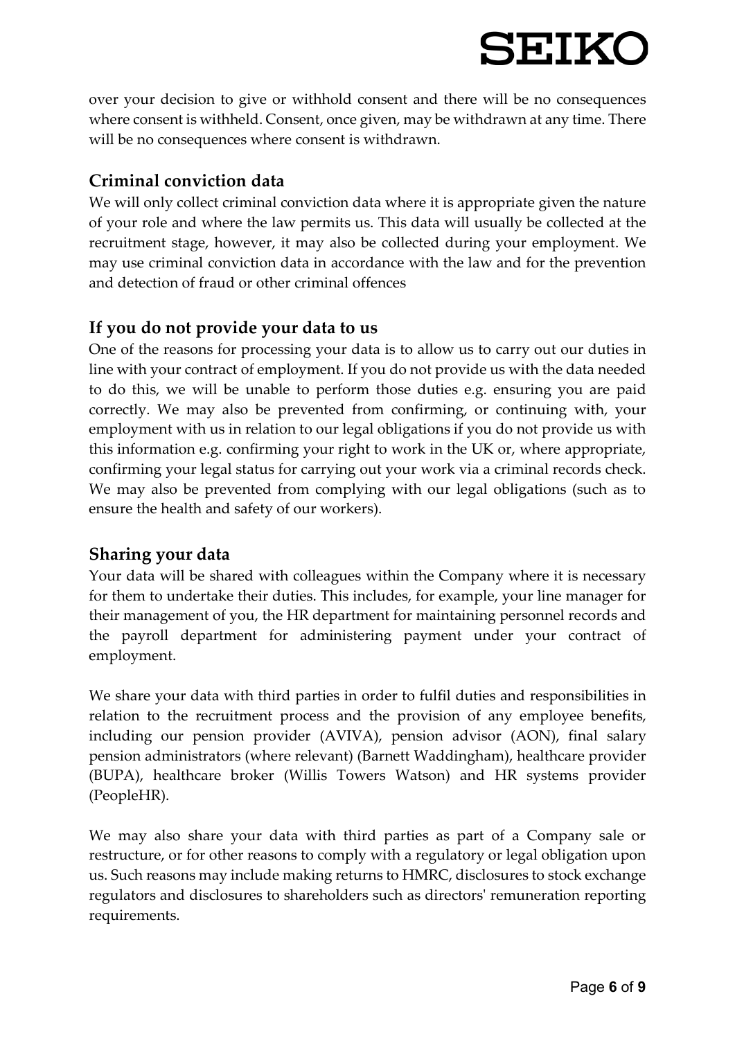over your decision to give or withhold consent and there will be no consequences where consent is withheld. Consent, once given, may be withdrawn at any time. There will be no consequences where consent is withdrawn.

## Criminal conviction data

We will only collect criminal conviction data where it is appropriate given the nature of your role and where the law permits us. This data will usually be collected at the recruitment stage, however, it may also be collected during your employment. We may use criminal conviction data in accordance with the law and for the prevention and detection of fraud or other criminal offences

## If you do not provide your data to us

One of the reasons for processing your data is to allow us to carry out our duties in line with your contract of employment. If you do not provide us with the data needed to do this, we will be unable to perform those duties e.g. ensuring you are paid correctly. We may also be prevented from confirming, or continuing with, your employment with us in relation to our legal obligations if you do not provide us with this information e.g. confirming your right to work in the UK or, where appropriate, confirming your legal status for carrying out your work via a criminal records check. We may also be prevented from complying with our legal obligations (such as to ensure the health and safety of our workers).

## Sharing your data

Your data will be shared with colleagues within the Company where it is necessary for them to undertake their duties. This includes, for example, your line manager for their management of you, the HR department for maintaining personnel records and the payroll department for administering payment under your contract of employment.

We share your data with third parties in order to fulfil duties and responsibilities in relation to the recruitment process and the provision of any employee benefits, including our pension provider (AVIVA), pension advisor (AON), final salary pension administrators (where relevant) (Barnett Waddingham), healthcare provider (BUPA), healthcare broker (Willis Towers Watson) and HR systems provider (PeopleHR).

We may also share your data with third parties as part of a Company sale or restructure, or for other reasons to comply with a regulatory or legal obligation upon us. Such reasons may include making returns to HMRC, disclosures to stock exchange regulators and disclosures to shareholders such as directors' remuneration reporting requirements.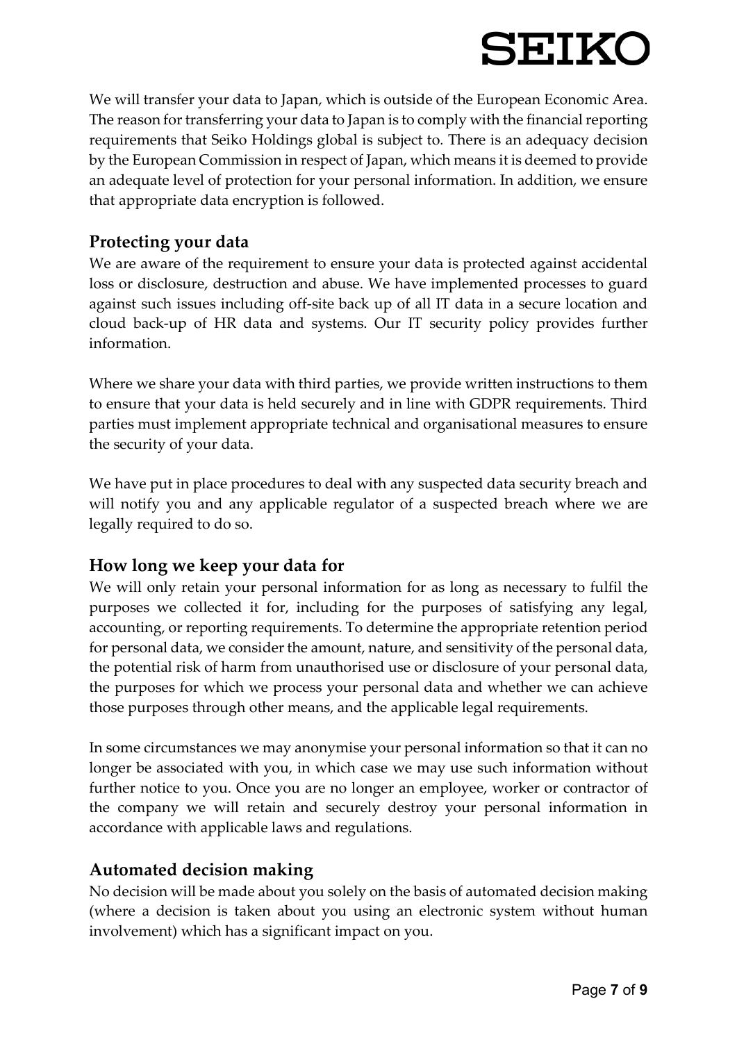We will transfer your data to Japan, which is outside of the European Economic Area. The reason for transferring your data to Japan is to comply with the financial reporting requirements that Seiko Holdings global is subject to. There is an adequacy decision by the European Commission in respect of Japan, which means it is deemed to provide an adequate level of protection for your personal information. In addition, we ensure that appropriate data encryption is followed.

## Protecting your data

We are aware of the requirement to ensure your data is protected against accidental loss or disclosure, destruction and abuse. We have implemented processes to guard against such issues including off-site back up of all IT data in a secure location and cloud back-up of HR data and systems. Our IT security policy provides further information.

Where we share your data with third parties, we provide written instructions to them to ensure that your data is held securely and in line with GDPR requirements. Third parties must implement appropriate technical and organisational measures to ensure the security of your data.

We have put in place procedures to deal with any suspected data security breach and will notify you and any applicable regulator of a suspected breach where we are legally required to do so.

## How long we keep your data for

We will only retain your personal information for as long as necessary to fulfil the purposes we collected it for, including for the purposes of satisfying any legal, accounting, or reporting requirements. To determine the appropriate retention period for personal data, we consider the amount, nature, and sensitivity of the personal data, the potential risk of harm from unauthorised use or disclosure of your personal data, the purposes for which we process your personal data and whether we can achieve those purposes through other means, and the applicable legal requirements.

In some circumstances we may anonymise your personal information so that it can no longer be associated with you, in which case we may use such information without further notice to you. Once you are no longer an employee, worker or contractor of the company we will retain and securely destroy your personal information in accordance with applicable laws and regulations.

## Automated decision making

No decision will be made about you solely on the basis of automated decision making (where a decision is taken about you using an electronic system without human involvement) which has a significant impact on you.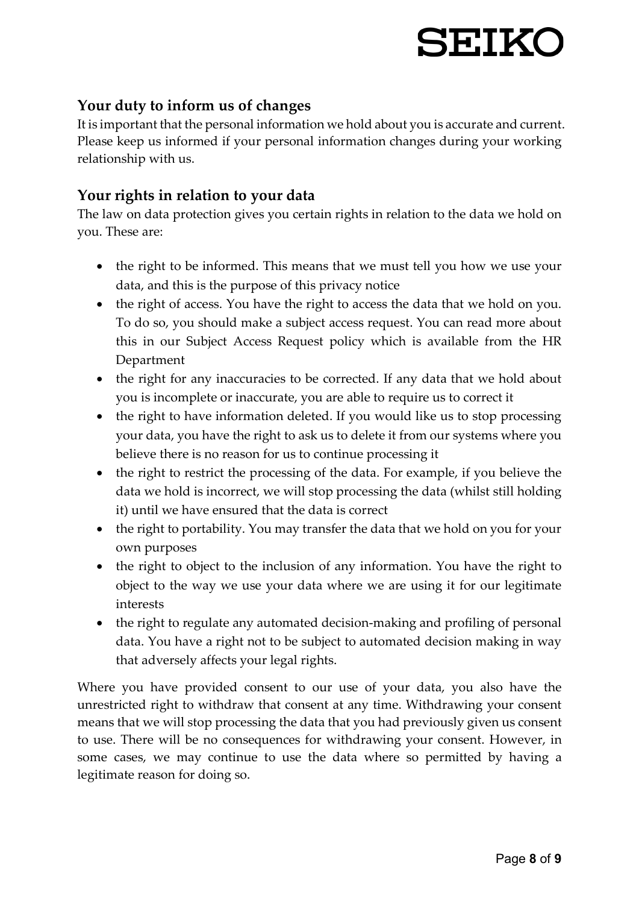## Your duty to inform us of changes

It is important that the personal information we hold about you is accurate and current. Please keep us informed if your personal information changes during your working relationship with us.

## Your rights in relation to your data

The law on data protection gives you certain rights in relation to the data we hold on you. These are:

- the right to be informed. This means that we must tell you how we use your data, and this is the purpose of this privacy notice
- the right of access. You have the right to access the data that we hold on you. To do so, you should make a subject access request. You can read more about this in our Subject Access Request policy which is available from the HR Department
- the right for any inaccuracies to be corrected. If any data that we hold about you is incomplete or inaccurate, you are able to require us to correct it
- the right to have information deleted. If you would like us to stop processing your data, you have the right to ask us to delete it from our systems where you believe there is no reason for us to continue processing it
- the right to restrict the processing of the data. For example, if you believe the data we hold is incorrect, we will stop processing the data (whilst still holding it) until we have ensured that the data is correct
- the right to portability. You may transfer the data that we hold on you for your own purposes
- the right to object to the inclusion of any information. You have the right to object to the way we use your data where we are using it for our legitimate interests
- the right to regulate any automated decision-making and profiling of personal data. You have a right not to be subject to automated decision making in way that adversely affects your legal rights.

Where you have provided consent to our use of your data, you also have the unrestricted right to withdraw that consent at any time. Withdrawing your consent means that we will stop processing the data that you had previously given us consent to use. There will be no consequences for withdrawing your consent. However, in some cases, we may continue to use the data where so permitted by having a legitimate reason for doing so.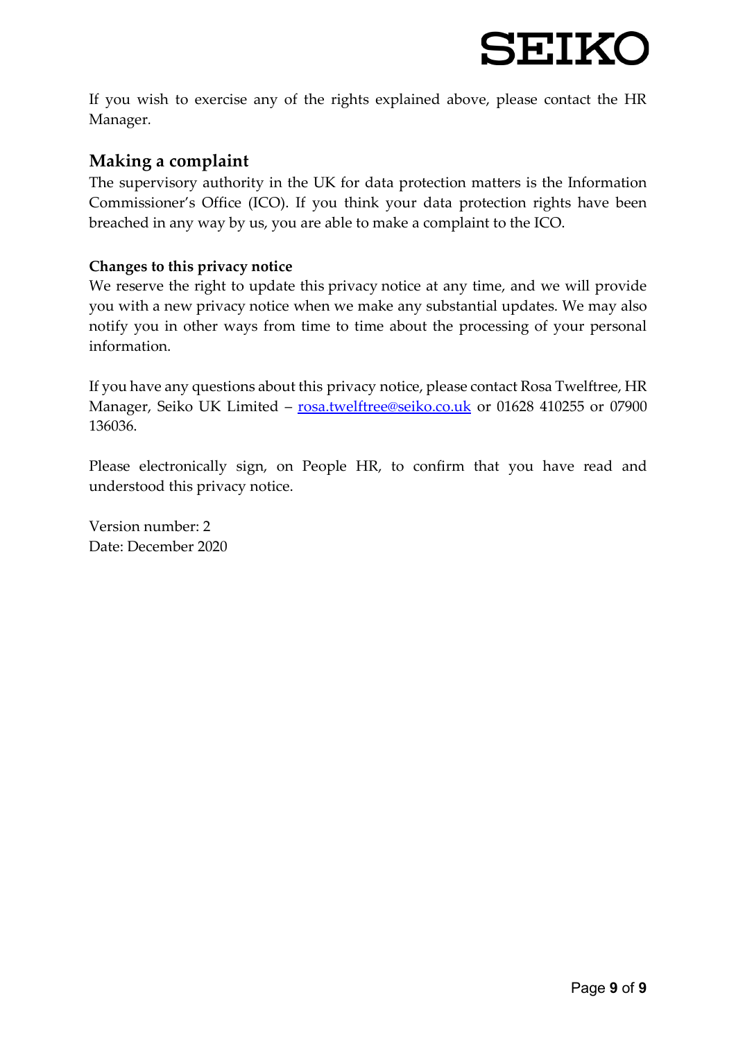If you wish to exercise any of the rights explained above, please contact the HR Manager.

## Making a complaint

The supervisory authority in the UK for data protection matters is the Information Commissioner's Office (ICO). If you think your data protection rights have been breached in any way by us, you are able to make a complaint to the ICO.

**Changes to this privacy notice**

We reserve the right to update this privacy notice at any time, and we will provide you with a new privacy notice when we make any substantial updates. We may also notify you in other ways from time to time about the processing of your personal information.

If you have any questions about this privacy notice, please contact Rosa Twelftree, HR Manager, Seiko UK Limited – rosa.twelftree@seiko.co.uk or 01628 410255 or 07900 136036.

Please electronically sign, on People HR, to confirm that you have read and understood this privacy notice.

Version number: 2
Date: December 2020